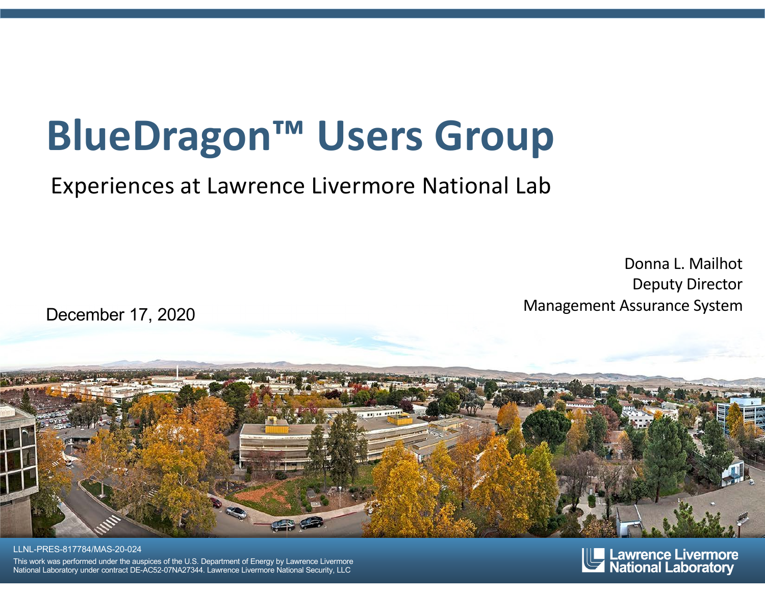# BlueDragon™ Users Group

Experiences at Lawrence Livermore National Lab

December 17, 2020

Donna L. Mailhot
Deputy Director
Management Assurance System

LLNL-PRES-817784/MAS-20-024

This work was performed under the auspices of the U.S. Department of Energy by Lawrence Livermore National Laboratory under contract DE-AC52-07NA27344. Lawrence Livermore National Security, LLC

Lawrence Livermore National Laboratory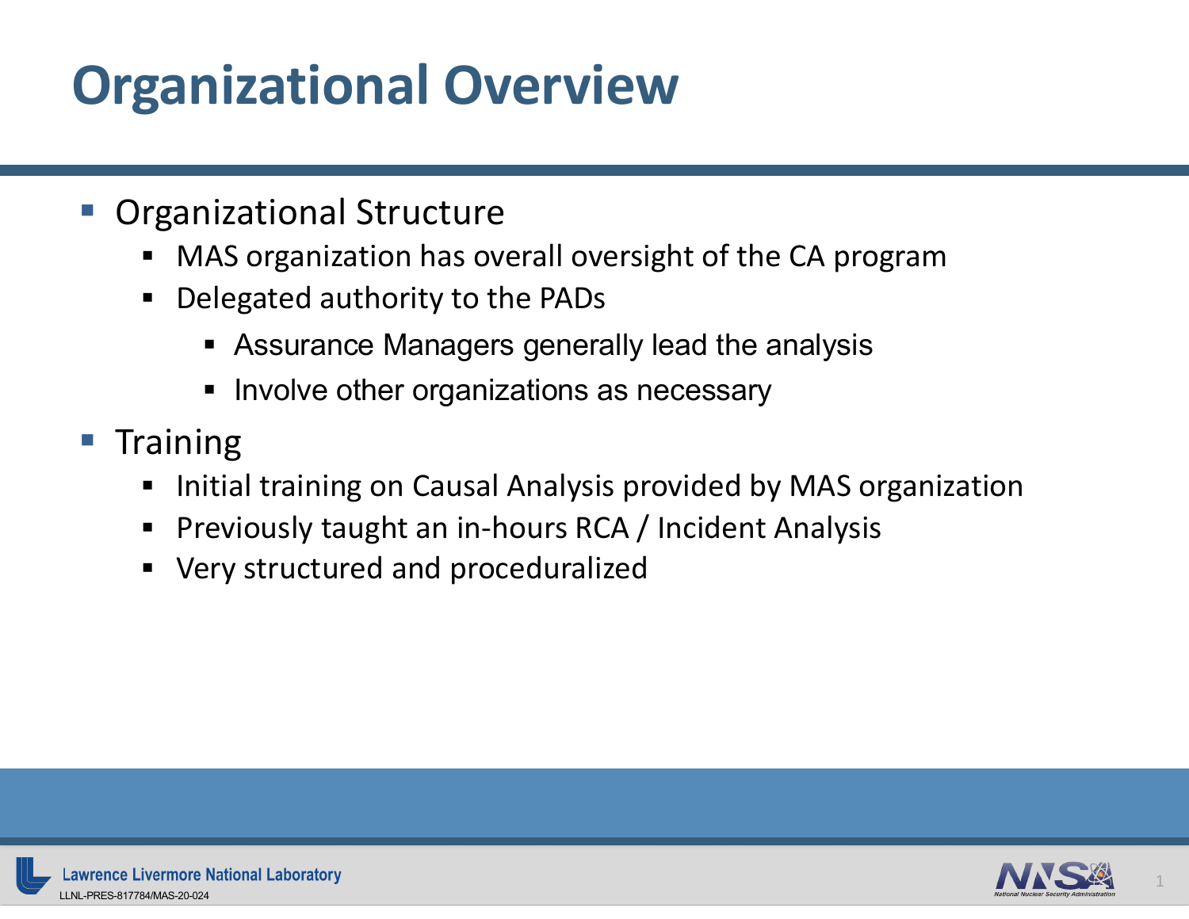# Organizational Overview

- Organizational Structure
  - MAS organization has overall oversight of the CA program
  - Delegated authority to the PADs
    - Assurance Managers generally lead the analysis
    - Involve other organizations as necessary
- Training
  - Initial training on Causal Analysis provided by MAS organization
  - Previously taught an in-hours RCA / Incident Analysis
  - Very structured and proceduralized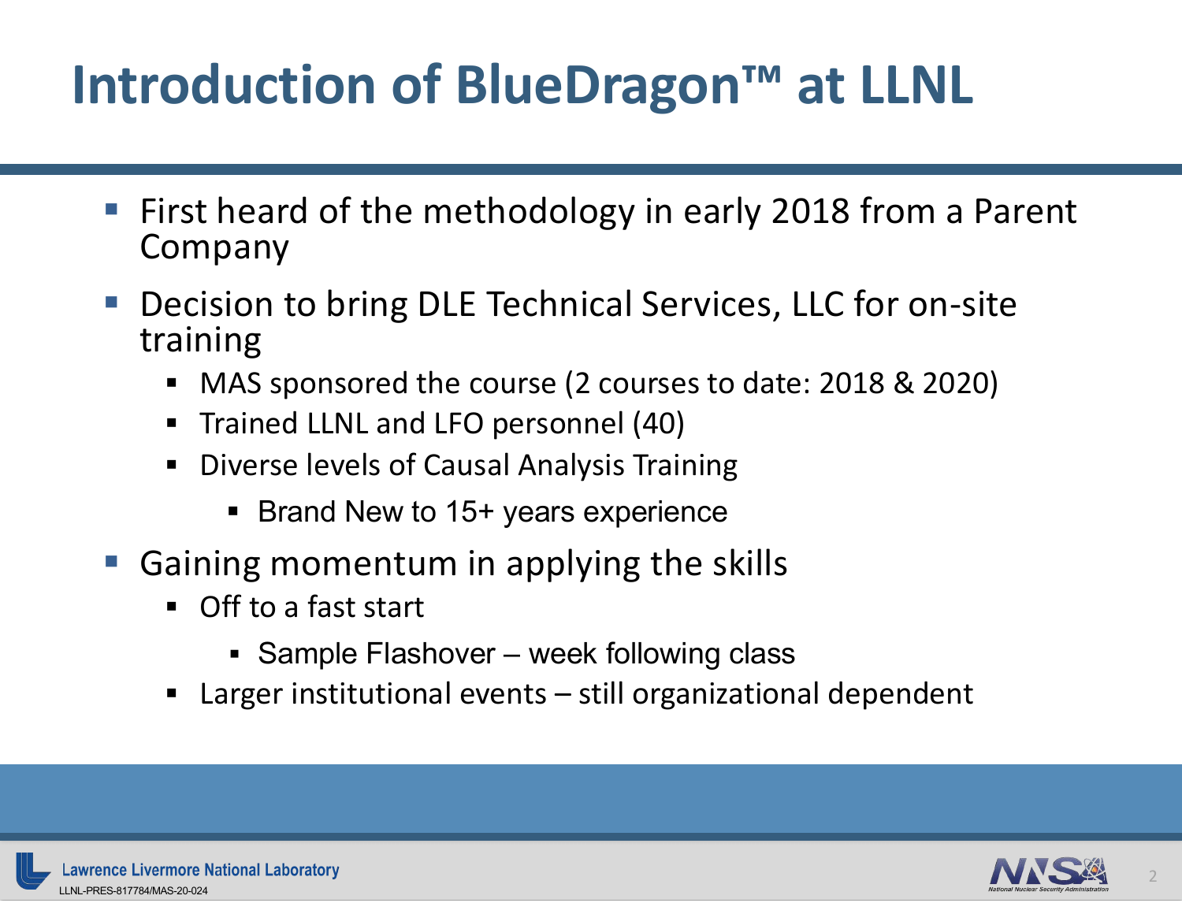# Introduction of BlueDragon™ at LLNL

- First heard of the methodology in early 2018 from a Parent Company
- Decision to bring DLE Technical Services, LLC for on-site training
  - MAS sponsored the course (2 courses to date: 2018 & 2020)
  - Trained LLNL and LFO personnel (40)
  - Diverse levels of Causal Analysis Training
    - Brand New to 15+ years experience
- Gaining momentum in applying the skills
  - Off to a fast start
    - Sample Flashover – week following class
  - Larger institutional events – still organizational dependent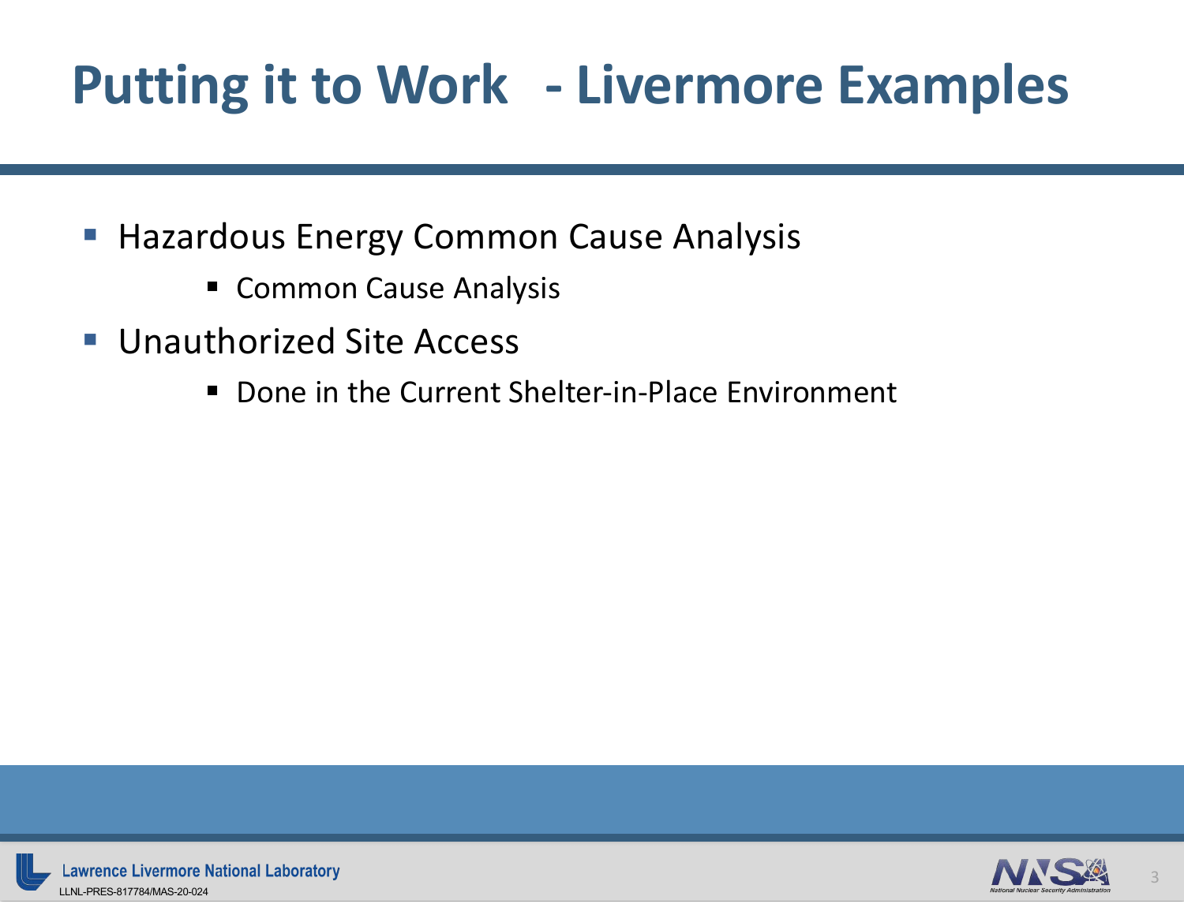# Putting it to Work - Livermore Examples

- Hazardous Energy Common Cause Analysis
  - Common Cause Analysis
- Unauthorized Site Access
  - Done in the Current Shelter-in-Place Environment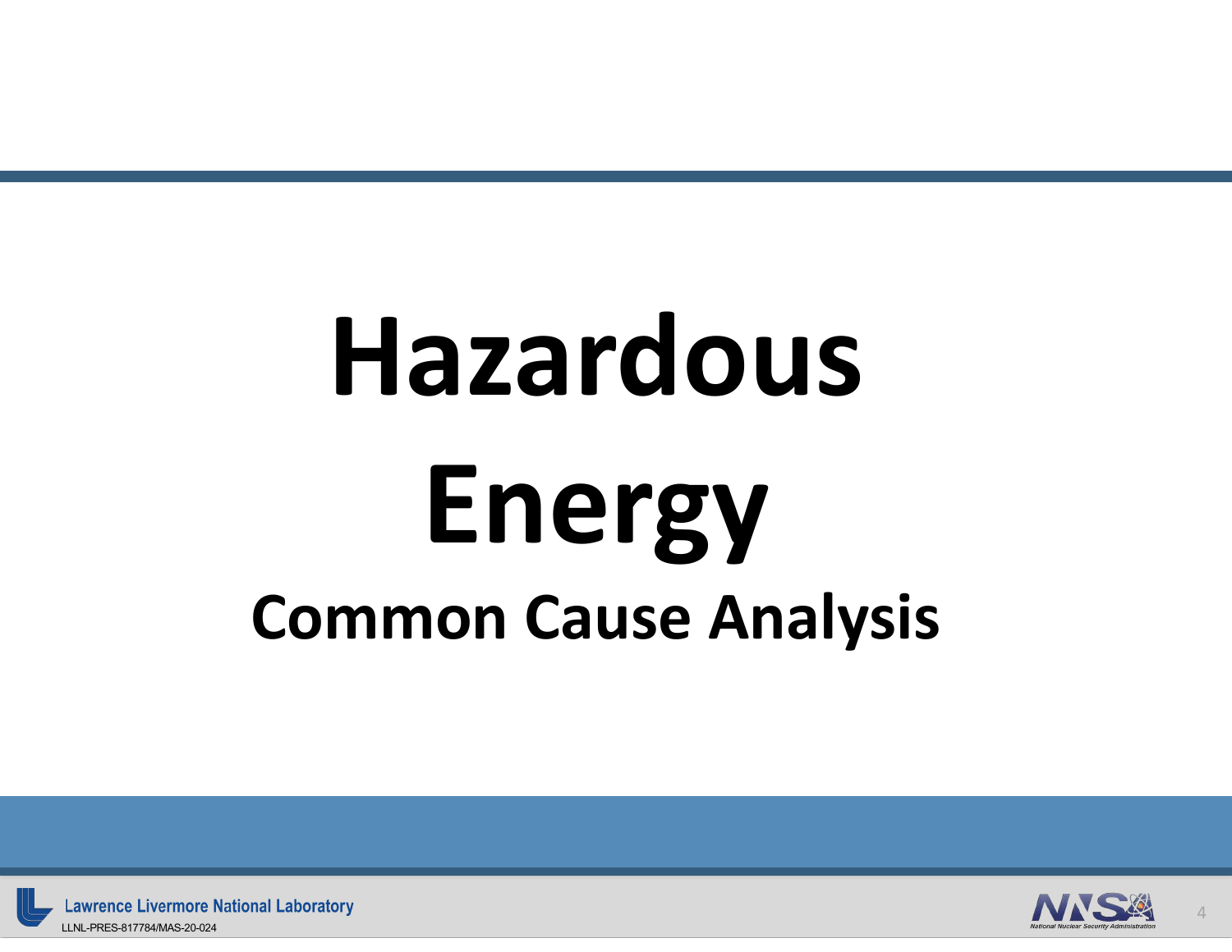# Hazardous Energy

## Common Cause Analysis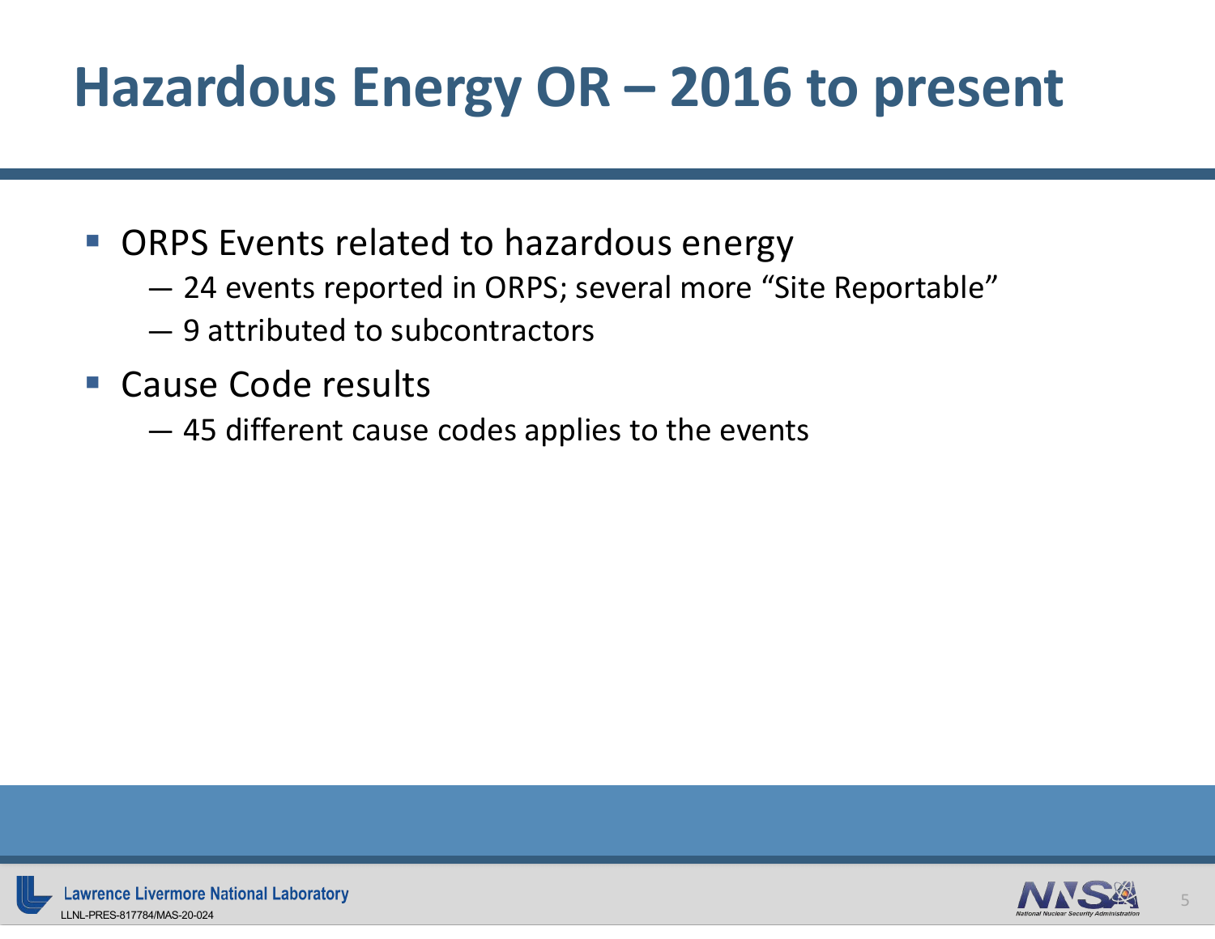# Hazardous Energy OR – 2016 to present

- ORPS Events related to hazardous energy
  - 24 events reported in ORPS; several more "Site Reportable"
  - 9 attributed to subcontractors
- Cause Code results
  - 45 different cause codes applies to the events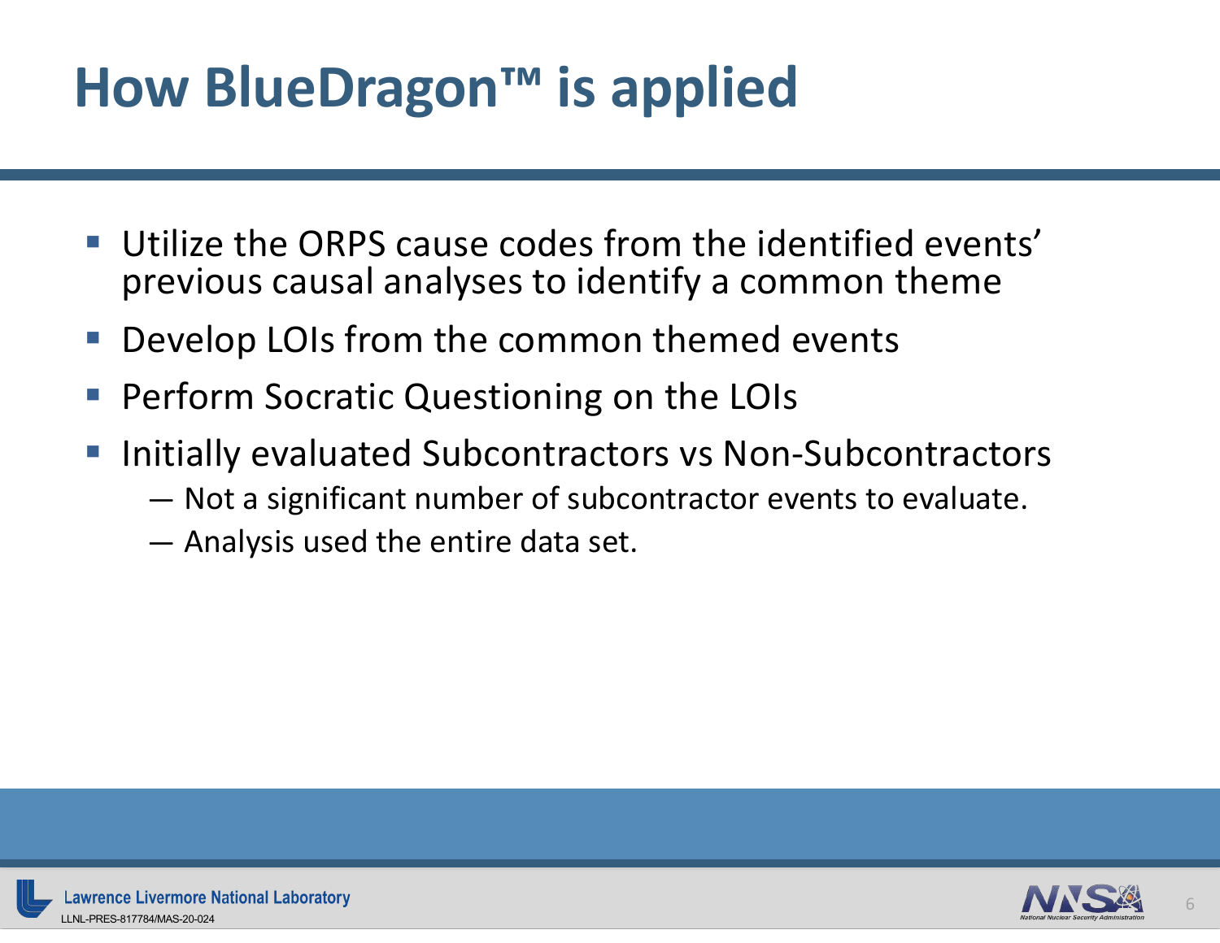# How BlueDragon™ is applied

- Utilize the ORPS cause codes from the identified events' previous causal analyses to identify a common theme
- Develop LOIs from the common themed events
- Perform Socratic Questioning on the LOIs
- Initially evaluated Subcontractors vs Non-Subcontractors
  - Not a significant number of subcontractor events to evaluate.
  - Analysis used the entire data set.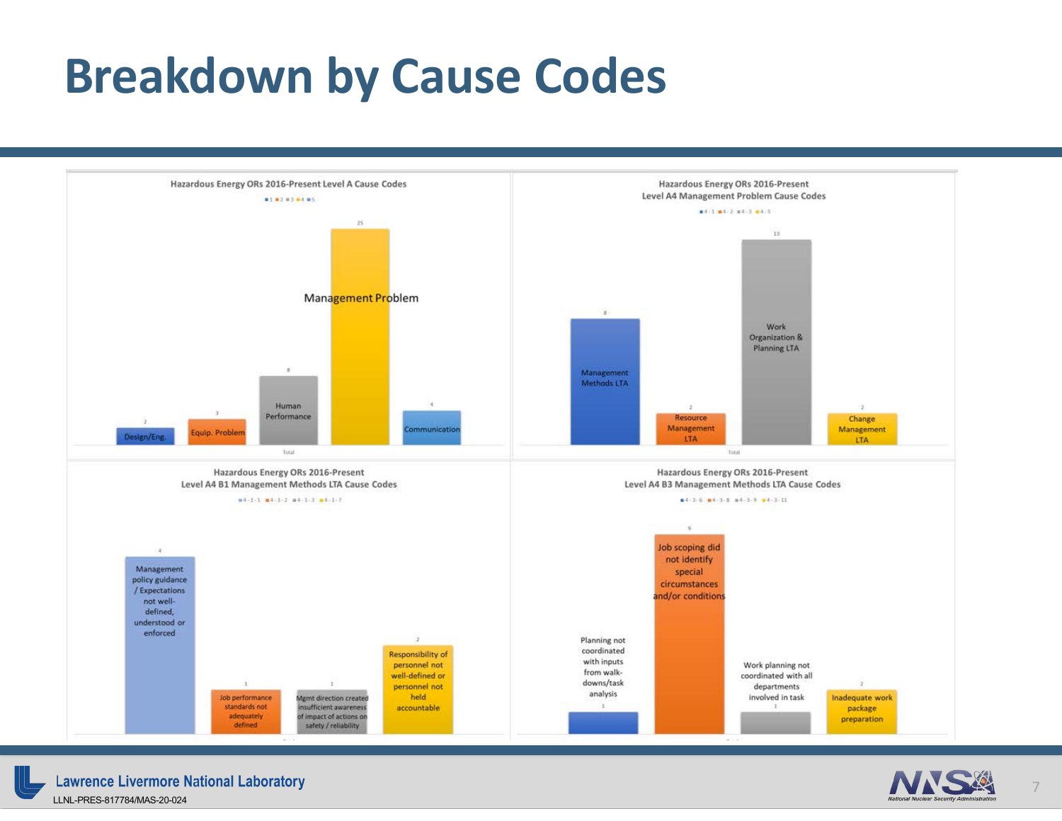# Breakdown by Cause Codes

**Hazardous Energy ORs 2016-Present Level A Cause Codes**

| Cause Code | Count |
| --- | --- |
| Design/Eng. | 2 |
| Equip. Problem | 3 |
| Human Performance | 8 |
| Management Problem | 25 |
| Communication | 4 |

**Hazardous Energy ORs 2016-Present Level A4 Management Problem Cause Codes**

| Cause Code | Count |
| --- | --- |
| Management Methods LTA | 8 |
| Resource Management LTA | 2 |
| Work Organization & Planning LTA | 13 |
| Change Management LTA | 2 |

**Hazardous Energy ORs 2016-Present Level A4 B1 Management Methods LTA Cause Codes**

| Cause Code | Count |
| --- | --- |
| Management policy guidance / Expectations not well-defined, understood or enforced | 4 |
| Job performance standards not adequately defined | 1 |
| Mgmt direction created insufficient awareness of impact of actions on safety / reliability | 1 |
| Responsibility of personnel not well-defined or personnel not held accountable | 2 |

**Hazardous Energy ORs 2016-Present Level A4 B3 Management Methods LTA Cause Codes**

| Cause Code | Count |
| --- | --- |
| Planning not coordinated with inputs from walk-downs/task analysis | 1 |
| Job scoping did not identify special circumstances and/or conditions | 9 |
| Work planning not coordinated with all departments involved in task | 1 |
| Inadequate work package preparation | 2 |

LLNL-PRES-817784/MAS-20-024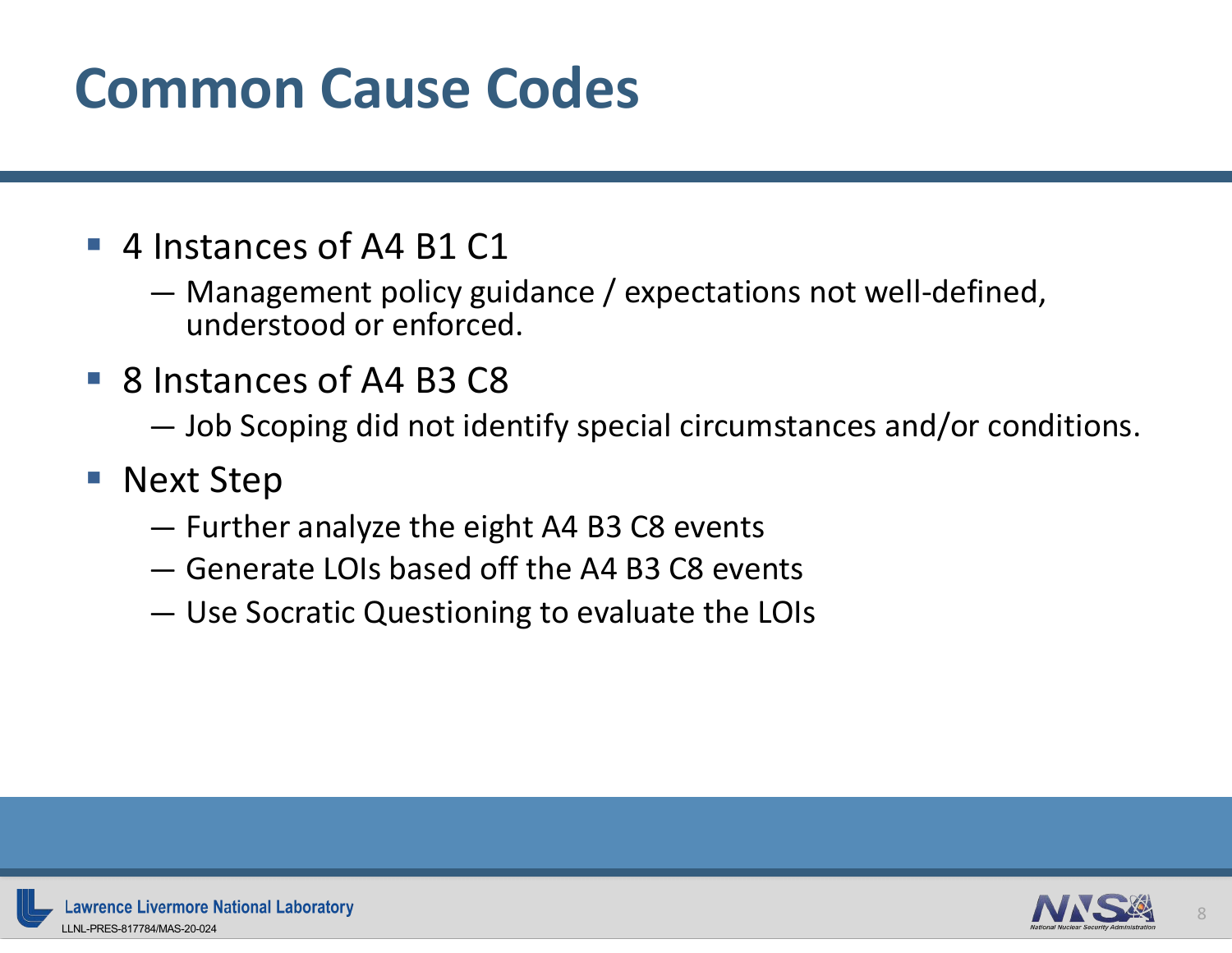# Common Cause Codes

- 4 Instances of A4 B1 C1
  - Management policy guidance / expectations not well-defined, understood or enforced.
- 8 Instances of A4 B3 C8
  - Job Scoping did not identify special circumstances and/or conditions.
- Next Step
  - Further analyze the eight A4 B3 C8 events
  - Generate LOIs based off the A4 B3 C8 events
  - Use Socratic Questioning to evaluate the LOIs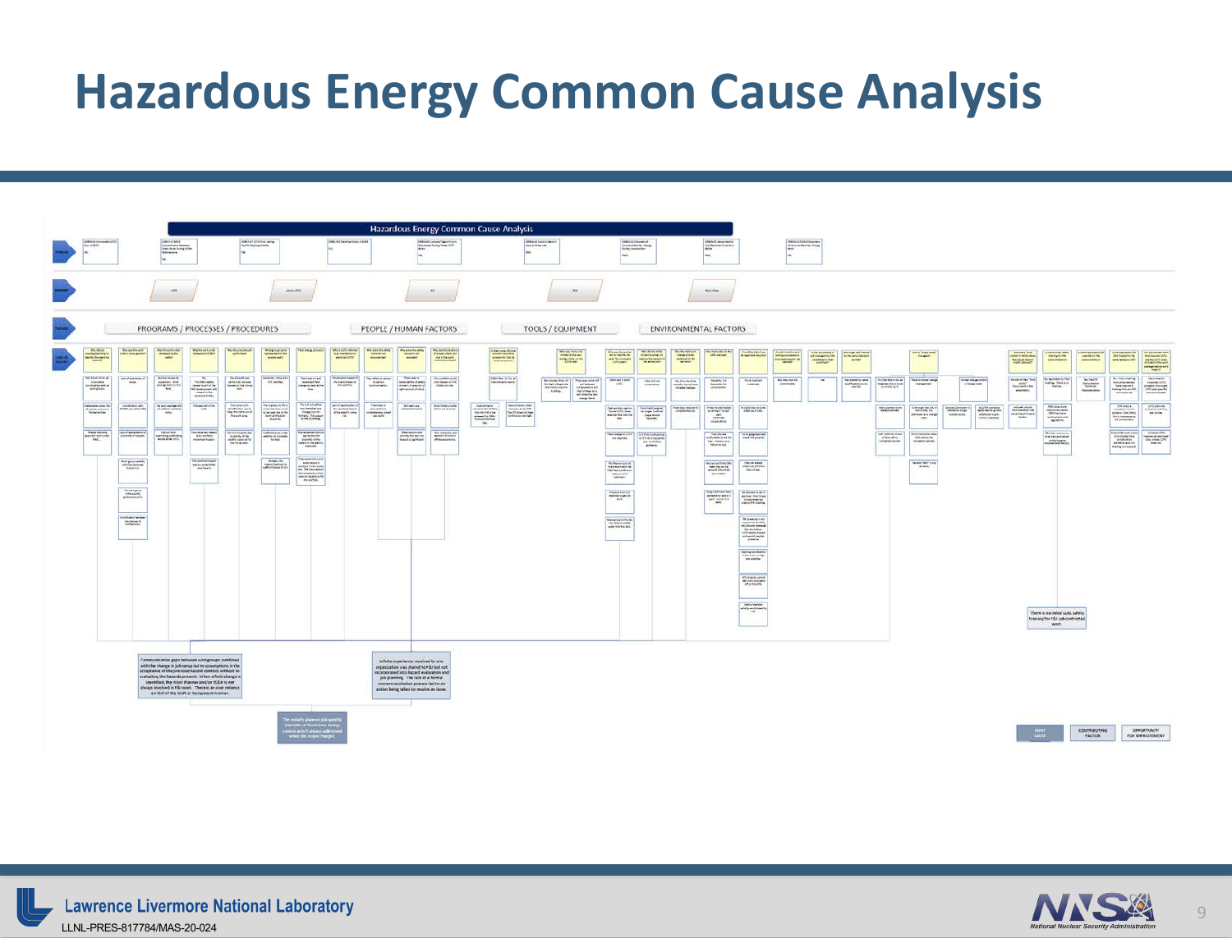# Hazardous Energy Common Cause Analysis

Hazardous Energy Common Cause Analysis

PROGRAMS / PROCESSES / PROCEDURES

PEOPLE / HUMAN FACTORS

TOOLS / EQUIPMENT

ENVIRONMENTAL FACTORS

Communication gaps between workgroups combined with the change in job setup led to assumptions in the acceptance of the previous hazard controls without re-evaluating the hazards present. When a field change is identified, the Work Planner and/or ES&H is not always involved in FSJ work. There is an over reliance on skill of the Craft or Component Worker.

Lifetime experience involved for one organization was shared to FSJ but not incorporated into hazard evaluation and job planning. The lack of a formal communication process led to no action being taken to resolve an issue.

The initially planned job-specific elements of hazardous energy control aren't always addressed when the scope changes.

There is no formal LLNL safety training for FSJ subcontracted work.

ROOT CAUSE

CONTRIBUTING FACTOR

OPPORTUNITY FOR IMPROVEMENT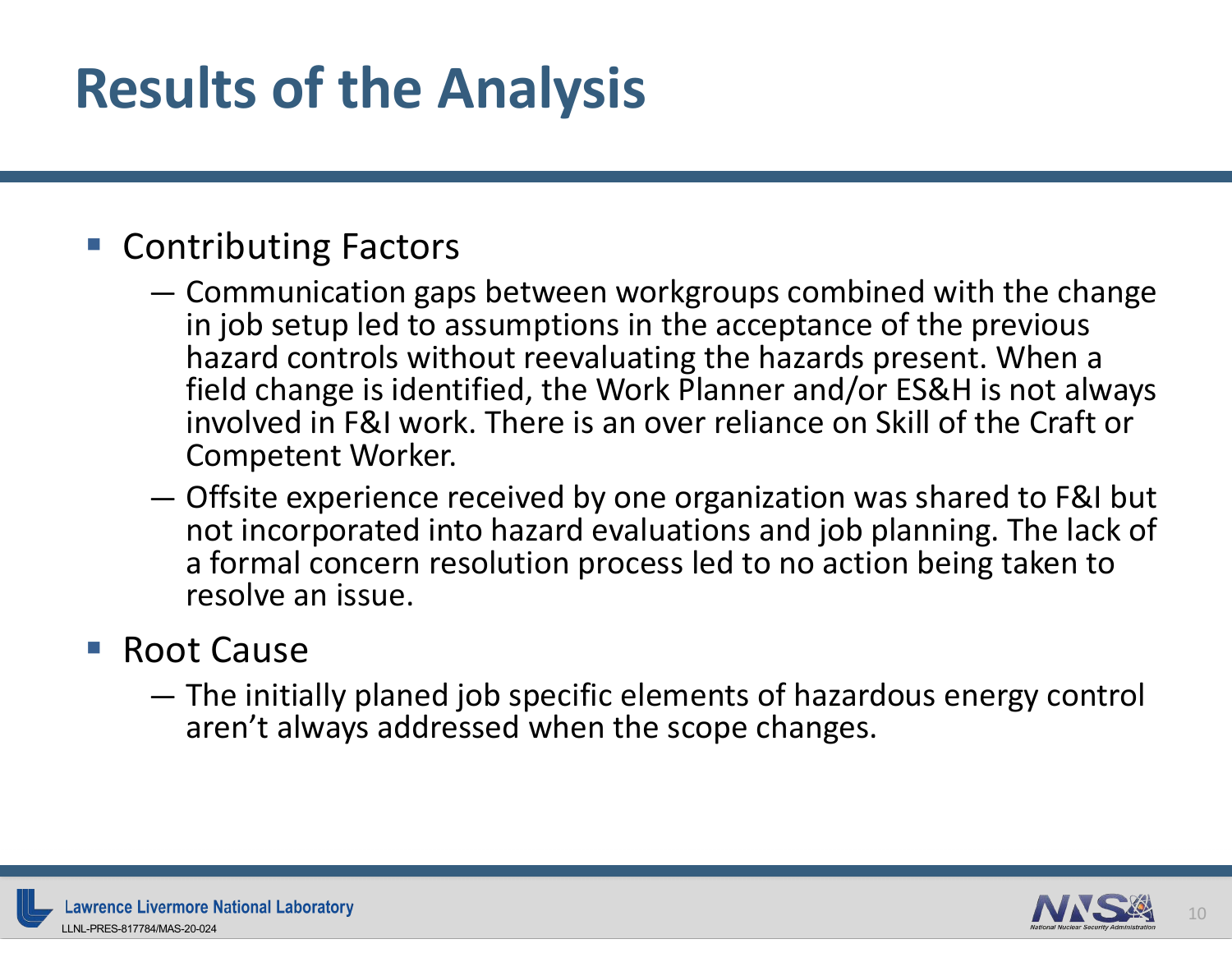# Results of the Analysis

- Contributing Factors
  - Communication gaps between workgroups combined with the change in job setup led to assumptions in the acceptance of the previous hazard controls without reevaluating the hazards present. When a field change is identified, the Work Planner and/or ES&H is not always involved in F&I work. There is an over reliance on Skill of the Craft or Competent Worker.
  - Offsite experience received by one organization was shared to F&I but not incorporated into hazard evaluations and job planning. The lack of a formal concern resolution process led to no action being taken to resolve an issue.
- Root Cause
  - The initially planed job specific elements of hazardous energy control aren't always addressed when the scope changes.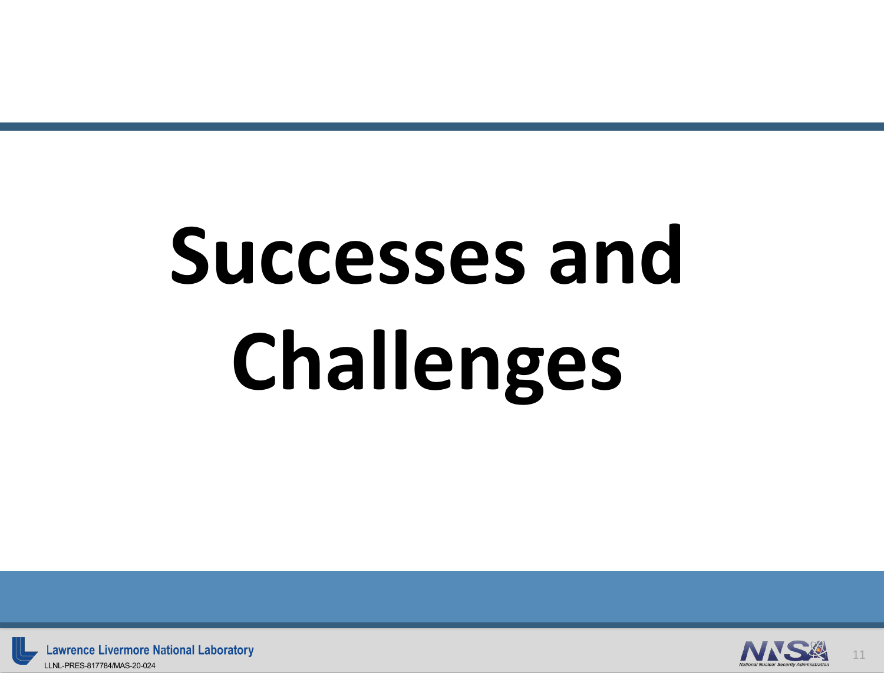# Successes and Challenges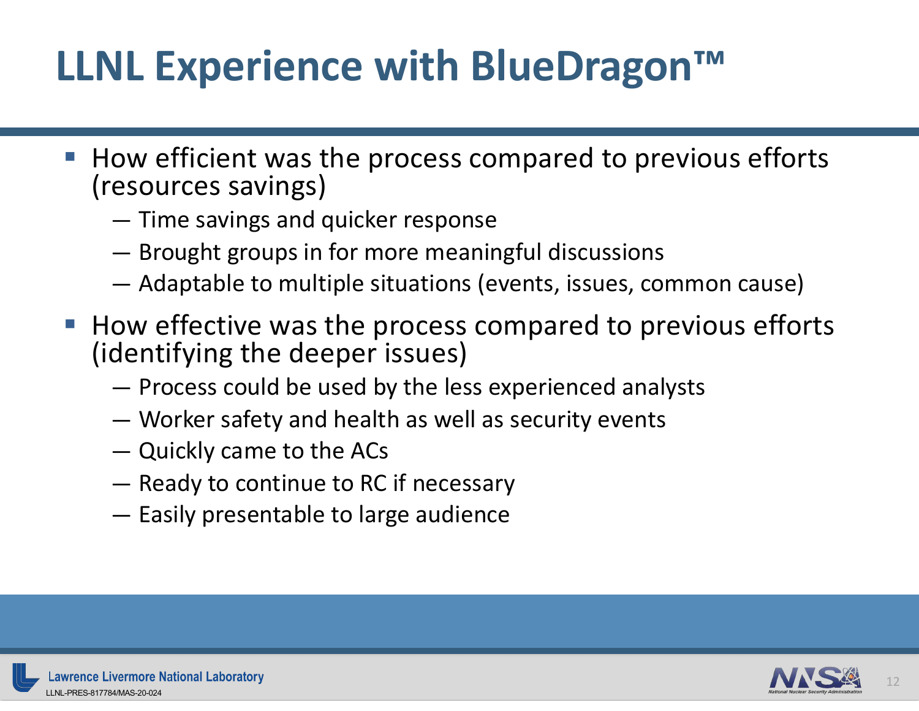# LLNL Experience with BlueDragon™

- How efficient was the process compared to previous efforts (resources savings)
  - Time savings and quicker response
  - Brought groups in for more meaningful discussions
  - Adaptable to multiple situations (events, issues, common cause)
- How effective was the process compared to previous efforts (identifying the deeper issues)
  - Process could be used by the less experienced analysts
  - Worker safety and health as well as security events
  - Quickly came to the ACs
  - Ready to continue to RC if necessary
  - Easily presentable to large audience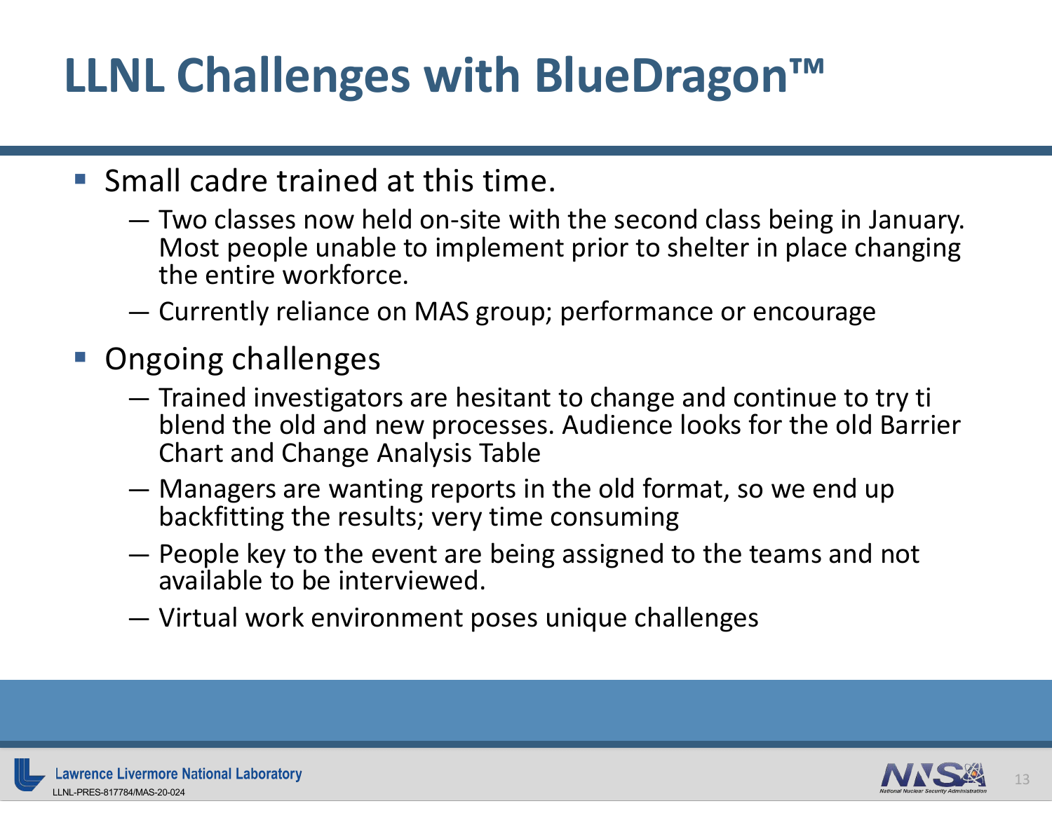# LLNL Challenges with BlueDragon™

- Small cadre trained at this time.
  - Two classes now held on-site with the second class being in January. Most people unable to implement prior to shelter in place changing the entire workforce.
  - Currently reliance on MAS group; performance or encourage
- Ongoing challenges
  - Trained investigators are hesitant to change and continue to try ti blend the old and new processes. Audience looks for the old Barrier Chart and Change Analysis Table
  - Managers are wanting reports in the old format, so we end up backfitting the results; very time consuming
  - People key to the event are being assigned to the teams and not available to be interviewed.
  - Virtual work environment poses unique challenges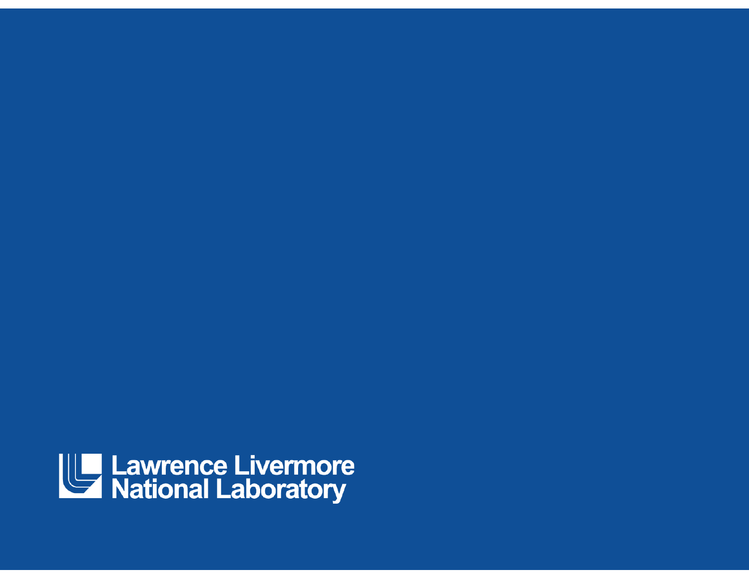Lawrence Livermore
National Laboratory